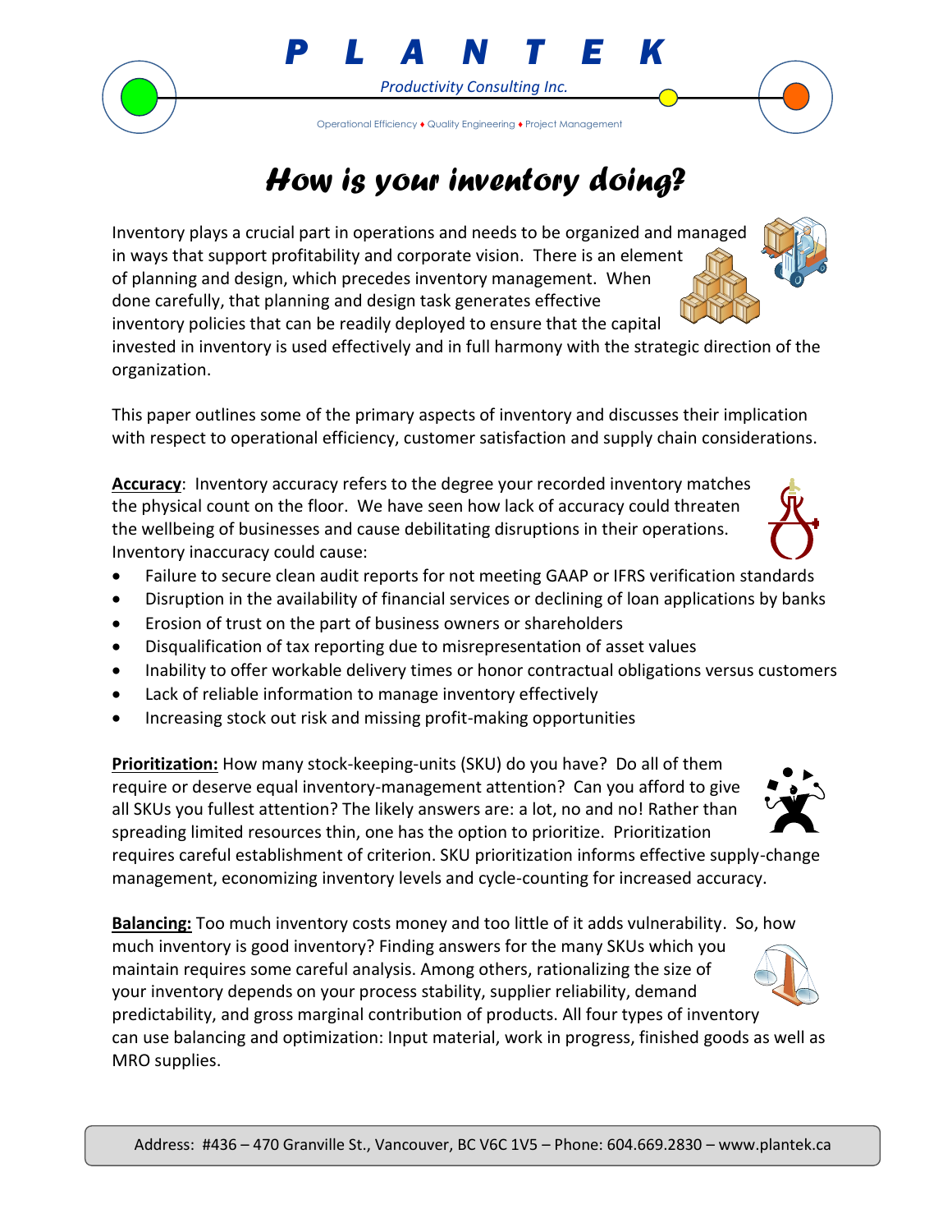# P L A N T E K

Productivity Consulting Inc.

Operational Efficiency ♦ Quality Engineering ♦ Project Management

## *How is your inventory doing?*

Inventory plays a crucial part in operations and needs to be organized and managed in ways that support profitability and corporate vision. There is an element of planning and design, which precedes inventory management. When done carefully, that planning and design task generates effective inventory policies that can be readily deployed to ensure that the capital invested in inventory is used effectively and in full harmony with the strategic direction of the organization.

This paper outlines some of the primary aspects of inventory and discusses their implication with respect to operational efficiency, customer satisfaction and supply chain considerations.

**Accuracy**: Inventory accuracy refers to the degree your recorded inventory matches the physical count on the floor. We have seen how lack of accuracy could threaten the wellbeing of businesses and cause debilitating disruptions in their operations. Inventory inaccuracy could cause:

- Failure to secure clean audit reports for not meeting GAAP or IFRS verification standards
- Disruption in the availability of financial services or declining of loan applications by banks
- Erosion of trust on the part of business owners or shareholders
- Disqualification of tax reporting due to misrepresentation of asset values
- Inability to offer workable delivery times or honor contractual obligations versus customers
- Lack of reliable information to manage inventory effectively
- Increasing stock out risk and missing profit-making opportunities

**Prioritization:** How many stock-keeping-units (SKU) do you have? Do all of them require or deserve equal inventory-management attention? Can you afford to give all SKUs you fullest attention? The likely answers are: a lot, no and no! Rather than spreading limited resources thin, one has the option to prioritize. Prioritization requires careful establishment of criterion. SKU prioritization informs effective supply-change management, economizing inventory levels and cycle-counting for increased accuracy.

**Balancing:** Too much inventory costs money and too little of it adds vulnerability. So, how much inventory is good inventory? Finding answers for the many SKUs which you maintain requires some careful analysis. Among others, rationalizing the size of your inventory depends on your process stability, supplier reliability, demand predictability, and gross marginal contribution of products. All four types of inventory can use balancing and optimization: Input material, work in progress, finished goods as well as MRO supplies.

Address: #436 – 470 Granville St., Vancouver, BC V6C 1V5 – Phone: 604.669.2830 – www.plantek.ca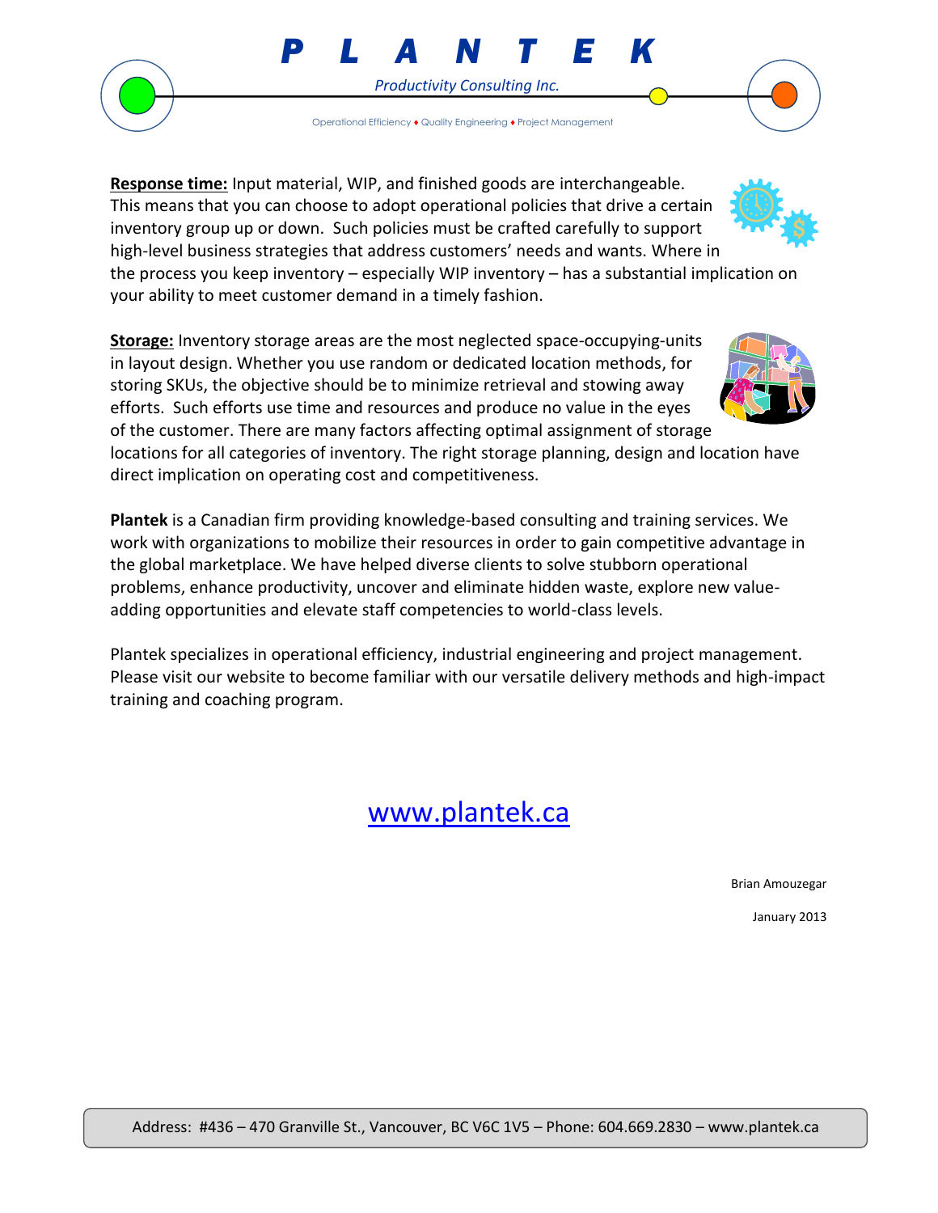**Response time:** Input material, WIP, and finished goods are interchangeable. This means that you can choose to adopt operational policies that drive a certain inventory group up or down. Such policies must be crafted carefully to support high-level business strategies that address customers' needs and wants. Where in the process you keep inventory – especially WIP inventory – has a substantial implication on your ability to meet customer demand in a timely fashion.

**Storage:** Inventory storage areas are the most neglected space-occupying-units in layout design. Whether you use random or dedicated location methods, for storing SKUs, the objective should be to minimize retrieval and stowing away efforts. Such efforts use time and resources and produce no value in the eyes of the customer. There are many factors affecting optimal assignment of storage locations for all categories of inventory. The right storage planning, design and location have direct implication on operating cost and competitiveness.

**Plantek** is a Canadian firm providing knowledge-based consulting and training services. We work with organizations to mobilize their resources in order to gain competitive advantage in the global marketplace. We have helped diverse clients to solve stubborn operational problems, enhance productivity, uncover and eliminate hidden waste, explore new value-adding opportunities and elevate staff competencies to world-class levels.

Plantek specializes in operational efficiency, industrial engineering and project management. Please visit our website to become familiar with our versatile delivery methods and high-impact training and coaching program.

www.plantek.ca

Brian Amouzegar

January 2013